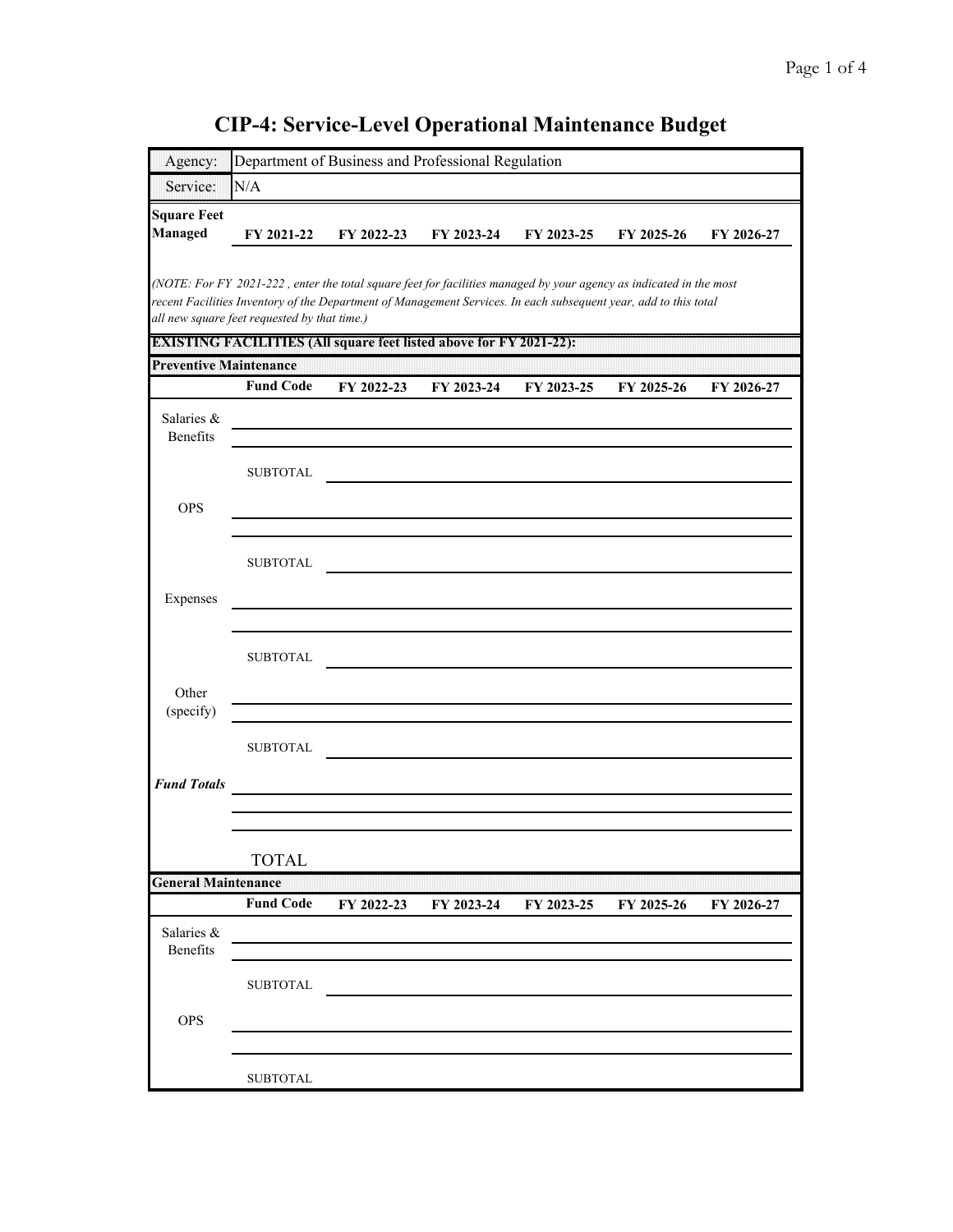# CIP-4: Service-Level Operational Maintenance Budget

| Agency: | Department of Business and Professional Regulation |
|---|---|
| Service: | N/A |

| Square Feet Managed | FY 2021-22 | FY 2022-23 | FY 2023-24 | FY 2023-25 | FY 2025-26 | FY 2026-27 |
|---|---|---|---|---|---|---|
| | | | | | | |

*(NOTE: For FY 2021-222 , enter the total square feet for facilities managed by your agency as indicated in the most recent Facilities Inventory of the Department of Management Services. In each subsequent year, add to this total all new square feet requested by that time.)*

**EXISTING FACILITIES (All square feet listed above for FY 2021-22):**

**Preventive Maintenance**

| | Fund Code | FY 2022-23 | FY 2023-24 | FY 2023-25 | FY 2025-26 | FY 2026-27 |
|---|---|---|---|---|---|---|
| Salaries & Benefits | | | | | | |
| | | | | | | |
| | SUBTOTAL | | | | | |
| OPS | | | | | | |
| | | | | | | |
| | SUBTOTAL | | | | | |
| Expenses | | | | | | |
| | | | | | | |
| | SUBTOTAL | | | | | |
| Other (specify) | | | | | | |
| | | | | | | |
| | SUBTOTAL | | | | | |
| ***Fund Totals*** | | | | | | |
| | | | | | | |
| | | | | | | |
| | TOTAL | | | | | |

**General Maintenance**

| | Fund Code | FY 2022-23 | FY 2023-24 | FY 2023-25 | FY 2025-26 | FY 2026-27 |
|---|---|---|---|---|---|---|
| Salaries & Benefits | | | | | | |
| | | | | | | |
| | SUBTOTAL | | | | | |
| OPS | | | | | | |
| | | | | | | |
| | SUBTOTAL | | | | | |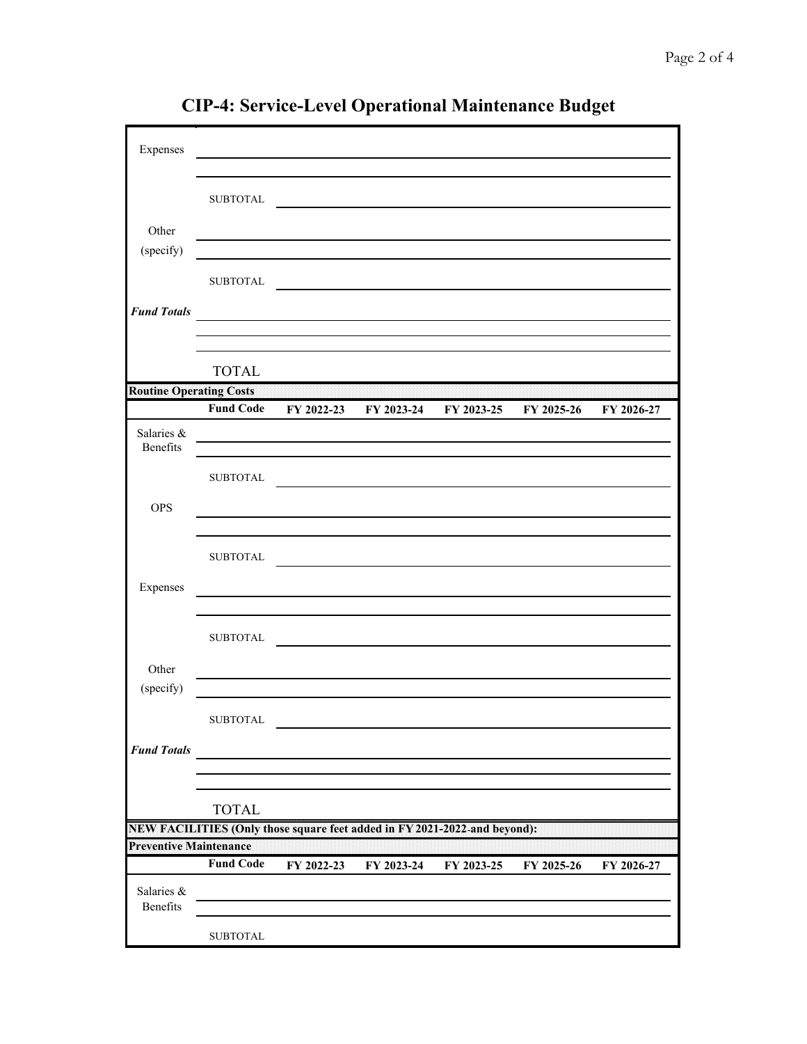# CIP-4: Service-Level Operational Maintenance Budget

| | | | | | | |
|---|---|---|---|---|---|---|
| Expenses | | | | | | |
| | | | | | | |
| | SUBTOTAL | | | | | |
| Other (specify) | | | | | | |
| | | | | | | |
| | SUBTOTAL | | | | | |
| ***Fund Totals*** | | | | | | |
| | | | | | | |
| | | | | | | |
| | TOTAL | | | | | |

**Routine Operating Costs**

| | Fund Code | FY 2022-23 | FY 2023-24 | FY 2023-25 | FY 2025-26 | FY 2026-27 |
|---|---|---|---|---|---|---|
| Salaries & Benefits | | | | | | |
| | | | | | | |
| | SUBTOTAL | | | | | |
| OPS | | | | | | |
| | | | | | | |
| | SUBTOTAL | | | | | |
| Expenses | | | | | | |
| | | | | | | |
| | SUBTOTAL | | | | | |
| Other (specify) | | | | | | |
| | | | | | | |
| | SUBTOTAL | | | | | |
| ***Fund Totals*** | | | | | | |
| | | | | | | |
| | | | | | | |
| | TOTAL | | | | | |

**NEW FACILITIES (Only those square feet added in FY 2021-2022 and beyond):**

**Preventive Maintenance**

| | Fund Code | FY 2022-23 | FY 2023-24 | FY 2023-25 | FY 2025-26 | FY 2026-27 |
|---|---|---|---|---|---|---|
| Salaries & Benefits | | | | | | |
| | | | | | | |
| | SUBTOTAL | | | | | |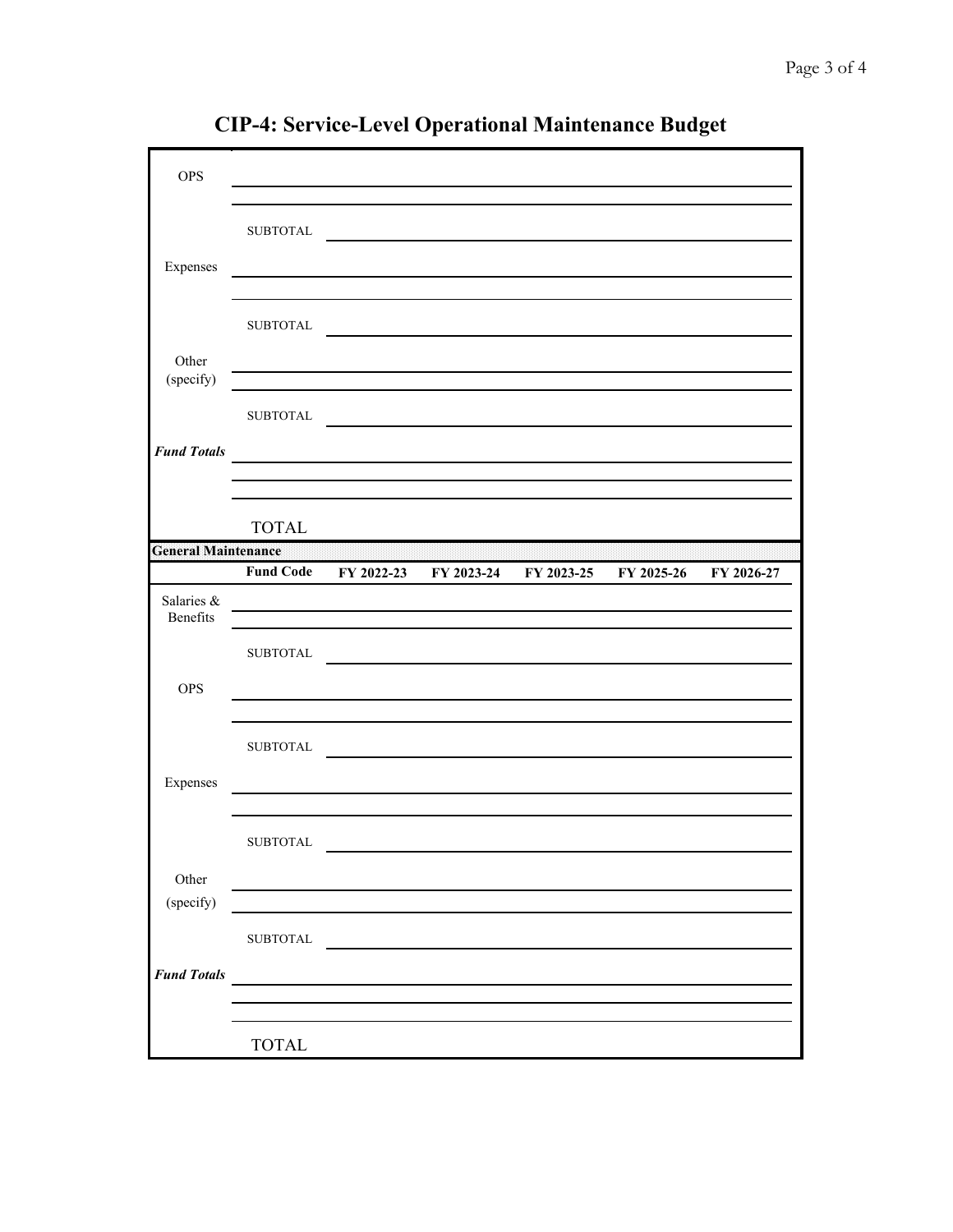# CIP-4: Service-Level Operational Maintenance Budget

| | | | | | | |
|---|---|---|---|---|---|---|
| OPS | | | | | | |
| | | | | | | |
| | SUBTOTAL | | | | | |
| Expenses | | | | | | |
| | | | | | | |
| | SUBTOTAL | | | | | |
| Other (specify) | | | | | | |
| | | | | | | |
| | SUBTOTAL | | | | | |
| ***Fund Totals*** | | | | | | |
| | | | | | | |
| | | | | | | |
| | TOTAL | | | | | |

**General Maintenance**

| | Fund Code | FY 2022-23 | FY 2023-24 | FY 2023-25 | FY 2025-26 | FY 2026-27 |
|---|---|---|---|---|---|---|
| Salaries & Benefits | | | | | | |
| | | | | | | |
| | SUBTOTAL | | | | | |
| OPS | | | | | | |
| | | | | | | |
| | SUBTOTAL | | | | | |
| Expenses | | | | | | |
| | | | | | | |
| | SUBTOTAL | | | | | |
| Other (specify) | | | | | | |
| | | | | | | |
| | SUBTOTAL | | | | | |
| ***Fund Totals*** | | | | | | |
| | | | | | | |
| | | | | | | |
| | TOTAL | | | | | |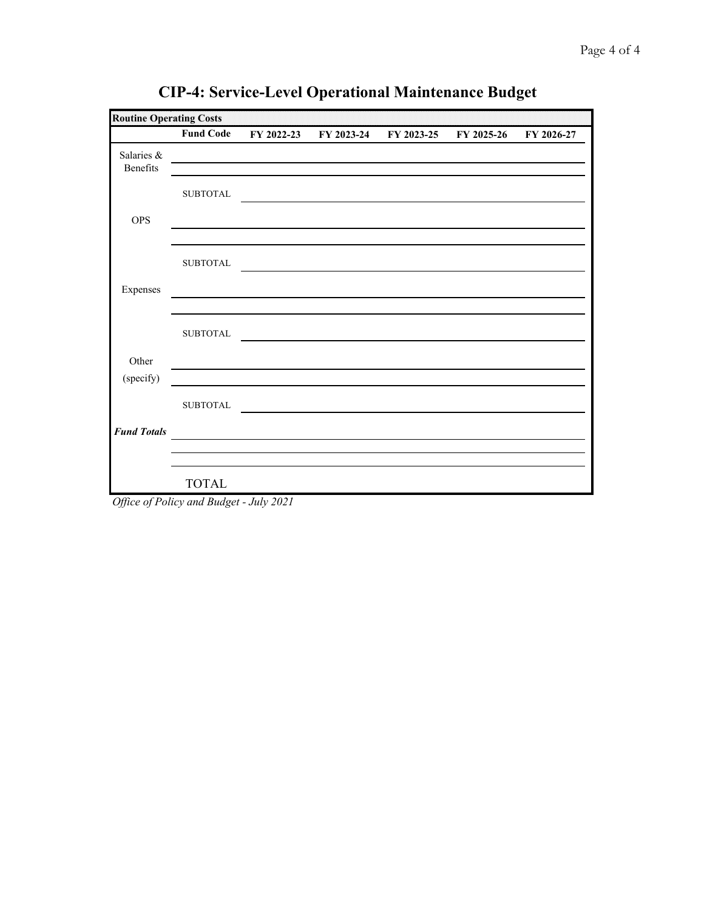# CIP-4: Service-Level Operational Maintenance Budget

| **Routine Operating Costs** | | | | | | |
|---|---|---|---|---|---|---|
| | **Fund Code** | **FY 2022-23** | **FY 2023-24** | **FY 2023-25** | **FY 2025-26** | **FY 2026-27** |
| Salaries & Benefits | | | | | | |
| | | | | | | |
| | SUBTOTAL | | | | | |
| OPS | | | | | | |
| | | | | | | |
| | SUBTOTAL | | | | | |
| Expenses | | | | | | |
| | | | | | | |
| | SUBTOTAL | | | | | |
| Other (specify) | | | | | | |
| | | | | | | |
| | SUBTOTAL | | | | | |
| ***Fund Totals*** | | | | | | |
| | | | | | | |
| | | | | | | |
| | TOTAL | | | | | |

*Office of Policy and Budget - July 2021*